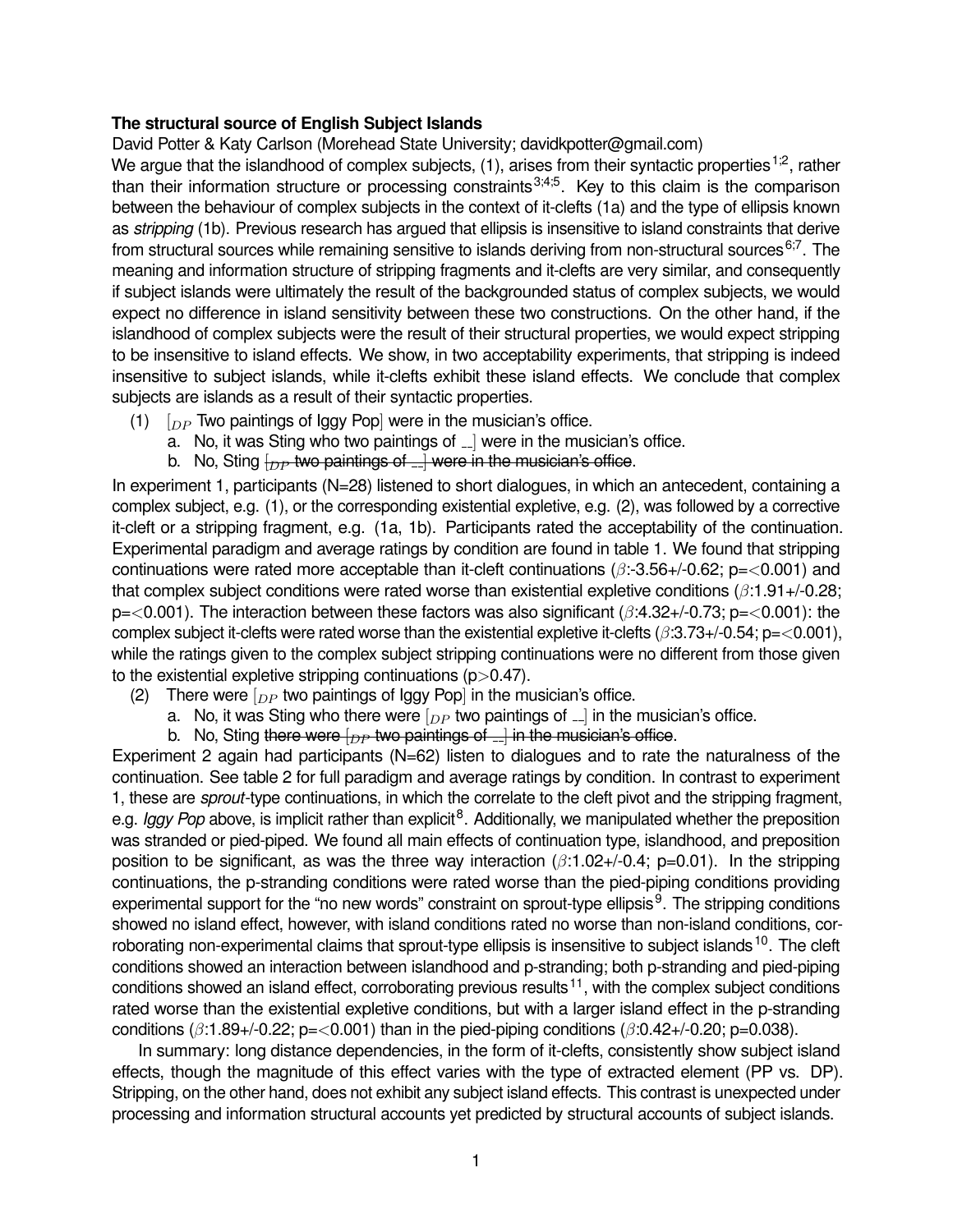**The structural source of English Subject Islands**

David Potter & Katy Carlson (Morehead State University; davidkpotter@gmail.com)

We argue that the islandhood of complex subjects, (1), arises from their syntactic properties[1;2], rather than their information structure or processing constraints[3;4;5]. Key to this claim is the comparison between the behaviour of complex subjects in the context of it-clefts (1a) and the type of ellipsis known as *stripping* (1b). Previous research has argued that ellipsis is insensitive to island constraints that derive from structural sources while remaining sensitive to islands deriving from non-structural sources[6;7]. The meaning and information structure of stripping fragments and it-clefts are very similar, and consequently if subject islands were ultimately the result of the backgrounded status of complex subjects, we would expect no difference in island sensitivity between these two constructions. On the other hand, if the islandhood of complex subjects were the result of their structural properties, we would expect stripping to be insensitive to island effects. We show, in two acceptability experiments, that stripping is indeed insensitive to subject islands, while it-clefts exhibit these island effects. We conclude that complex subjects are islands as a result of their syntactic properties.

(1) $[_{DP}$ Two paintings of Iggy Pop$]$ were in the musician's office.
  a. No, it was Sting who two paintings of __] were in the musician's office.
  b. No, Sting ~~$[_{DP}$ two paintings of __] were in the musician's office~~.

In experiment 1, participants (N=28) listened to short dialogues, in which an antecedent, containing a complex subject, e.g. (1), or the corresponding existential expletive, e.g. (2), was followed by a corrective it-cleft or a stripping fragment, e.g. (1a, 1b). Participants rated the acceptability of the continuation. Experimental paradigm and average ratings by condition are found in table 1. We found that stripping continuations were rated more acceptable than it-cleft continuations ($\beta$:-3.56+/-0.62; p=<0.001) and that complex subject conditions were rated worse than existential expletive conditions ($\beta$:1.91+/-0.28; p=<0.001). The interaction between these factors was also significant ($\beta$:4.32+/-0.73; p=<0.001): the complex subject it-clefts were rated worse than the existential expletive it-clefts ($\beta$:3.73+/-0.54; p=<0.001), while the ratings given to the complex subject stripping continuations were no different from those given to the existential expletive stripping continuations (p>0.47).

(2) There were $[_{DP}$ two paintings of Iggy Pop$]$ in the musician's office.
  a. No, it was Sting who there were $[_{DP}$ two paintings of __] in the musician's office.
  b. No, Sting ~~there were $[_{DP}$ two paintings of __] in the musician's office~~.

Experiment 2 again had participants (N=62) listen to dialogues and to rate the naturalness of the continuation. See table 2 for full paradigm and average ratings by condition. In contrast to experiment 1, these are *sprout*-type continuations, in which the correlate to the cleft pivot and the stripping fragment, e.g. *Iggy Pop* above, is implicit rather than explicit[8]. Additionally, we manipulated whether the preposition was stranded or pied-piped. We found all main effects of continuation type, islandhood, and preposition position to be significant, as was the three way interaction ($\beta$:1.02+/-0.4; p=0.01). In the stripping continuations, the p-stranding conditions were rated worse than the pied-piping conditions providing experimental support for the "no new words" constraint on sprout-type ellipsis[9]. The stripping conditions showed no island effect, however, with island conditions rated no worse than non-island conditions, corroborating non-experimental claims that sprout-type ellipsis is insensitive to subject islands[10]. The cleft conditions showed an interaction between islandhood and p-stranding; both p-stranding and pied-piping conditions showed an island effect, corroborating previous results[11], with the complex subject conditions rated worse than the existential expletive conditions, but with a larger island effect in the p-stranding conditions ($\beta$:1.89+/-0.22; p=<0.001) than in the pied-piping conditions ($\beta$:0.42+/-0.20; p=0.038).

In summary: long distance dependencies, in the form of it-clefts, consistently show subject island effects, though the magnitude of this effect varies with the type of extracted element (PP vs. DP). Stripping, on the other hand, does not exhibit any subject island effects. This contrast is unexpected under processing and information structural accounts yet predicted by structural accounts of subject islands.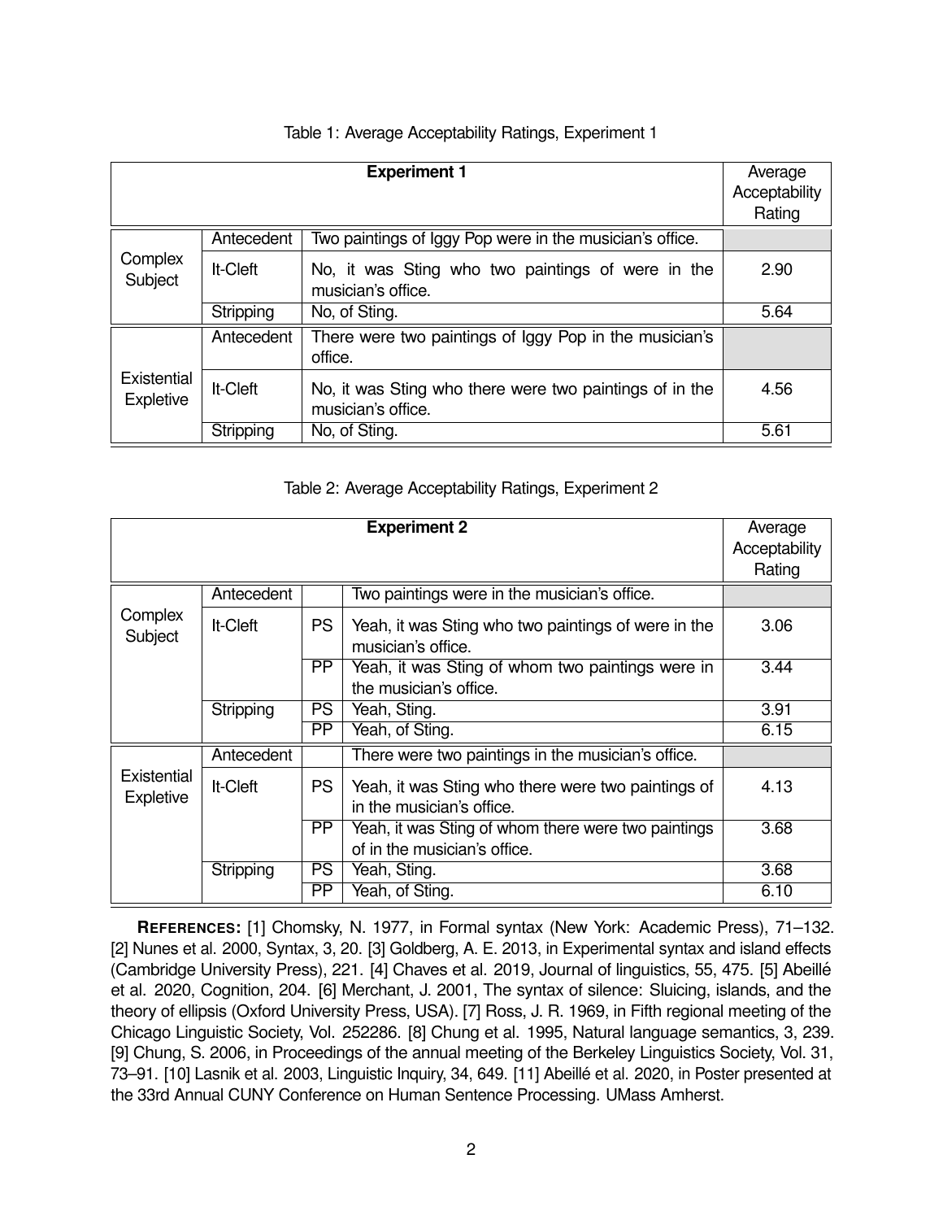Table 1: Average Acceptability Ratings, Experiment 1

| **Experiment 1** | | | Average Acceptability Rating |
|---|---|---|---|
| Complex Subject | Antecedent | Two paintings of Iggy Pop were in the musician's office. | |
| | It-Cleft | No, it was Sting who two paintings of were in the musician's office. | 2.90 |
| | Stripping | No, of Sting. | 5.64 |
| Existential Expletive | Antecedent | There were two paintings of Iggy Pop in the musician's office. | |
| | It-Cleft | No, it was Sting who there were two paintings of in the musician's office. | 4.56 |
| | Stripping | No, of Sting. | 5.61 |

Table 2: Average Acceptability Ratings, Experiment 2

| **Experiment 2** | | | | Average Acceptability Rating |
|---|---|---|---|---|
| Complex Subject | Antecedent | | Two paintings were in the musician's office. | |
| | It-Cleft | PS | Yeah, it was Sting who two paintings of were in the musician's office. | 3.06 |
| | | PP | Yeah, it was Sting of whom two paintings were in the musician's office. | 3.44 |
| | Stripping | PS | Yeah, Sting. | 3.91 |
| | | PP | Yeah, of Sting. | 6.15 |
| Existential Expletive | Antecedent | | There were two paintings in the musician's office. | |
| | It-Cleft | PS | Yeah, it was Sting who there were two paintings of in the musician's office. | 4.13 |
| | | PP | Yeah, it was Sting of whom there were two paintings of in the musician's office. | 3.68 |
| | Stripping | PS | Yeah, Sting. | 3.68 |
| | | PP | Yeah, of Sting. | 6.10 |

**References:** [1] Chomsky, N. 1977, in Formal syntax (New York: Academic Press), 71–132. [2] Nunes et al. 2000, Syntax, 3, 20. [3] Goldberg, A. E. 2013, in Experimental syntax and island effects (Cambridge University Press), 221. [4] Chaves et al. 2019, Journal of linguistics, 55, 475. [5] Abeillé et al. 2020, Cognition, 204. [6] Merchant, J. 2001, The syntax of silence: Sluicing, islands, and the theory of ellipsis (Oxford University Press, USA). [7] Ross, J. R. 1969, in Fifth regional meeting of the Chicago Linguistic Society, Vol. 252286. [8] Chung et al. 1995, Natural language semantics, 3, 239. [9] Chung, S. 2006, in Proceedings of the annual meeting of the Berkeley Linguistics Society, Vol. 31, 73–91. [10] Lasnik et al. 2003, Linguistic Inquiry, 34, 649. [11] Abeillé et al. 2020, in Poster presented at the 33rd Annual CUNY Conference on Human Sentence Processing. UMass Amherst.